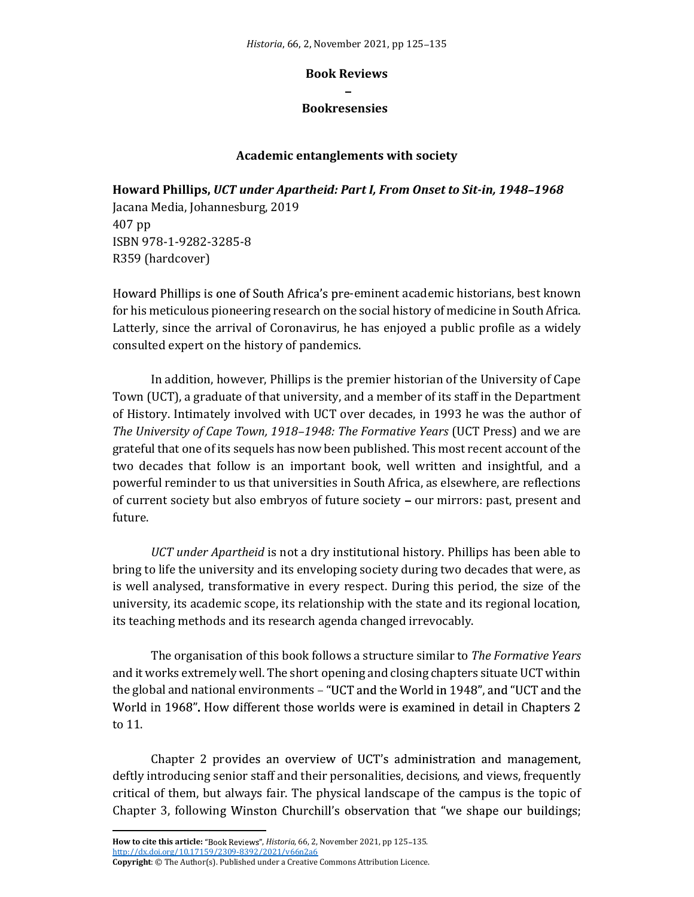## Book Reviews

–

## Bookresensies

### Academic entanglements with society

**Howard Phillips, *UCT under Apartheid: Part I, From Onset to Sit-in, 1948–1968***
Jacana Media, Johannesburg, 2019
407 pp
ISBN 978-1-9282-3285-8
R359 (hardcover)

Howard Phillips is one of South Africa's pre-eminent academic historians, best known for his meticulous pioneering research on the social history of medicine in South Africa. Latterly, since the arrival of Coronavirus, he has enjoyed a public profile as a widely consulted expert on the history of pandemics.

In addition, however, Phillips is the premier historian of the University of Cape Town (UCT), a graduate of that university, and a member of its staff in the Department of History. Intimately involved with UCT over decades, in 1993 he was the author of *The University of Cape Town, 1918–1948: The Formative Years* (UCT Press) and we are grateful that one of its sequels has now been published. This most recent account of the two decades that follow is an important book, well written and insightful, and a powerful reminder to us that universities in South Africa, as elsewhere, are reflections of current society but also embryos of future society – our mirrors: past, present and future.

*UCT under Apartheid* is not a dry institutional history. Phillips has been able to bring to life the university and its enveloping society during two decades that were, as is well analysed, transformative in every respect. During this period, the size of the university, its academic scope, its relationship with the state and its regional location, its teaching methods and its research agenda changed irrevocably.

The organisation of this book follows a structure similar to *The Formative Years* and it works extremely well. The short opening and closing chapters situate UCT within the global and national environments – "UCT and the World in 1948", and "UCT and the World in 1968". How different those worlds were is examined in detail in Chapters 2 to 11.

Chapter 2 provides an overview of UCT's administration and management, deftly introducing senior staff and their personalities, decisions, and views, frequently critical of them, but always fair. The physical landscape of the campus is the topic of Chapter 3, following Winston Churchill's observation that "we shape our buildings;

---

**How to cite this article:** "Book Reviews", *Historia*, 66, 2, November 2021, pp 125–135.
http://dx.doi.org/10.17159/2309-8392/2021/v66n2a6
**Copyright**: © The Author(s). Published under a Creative Commons Attribution Licence.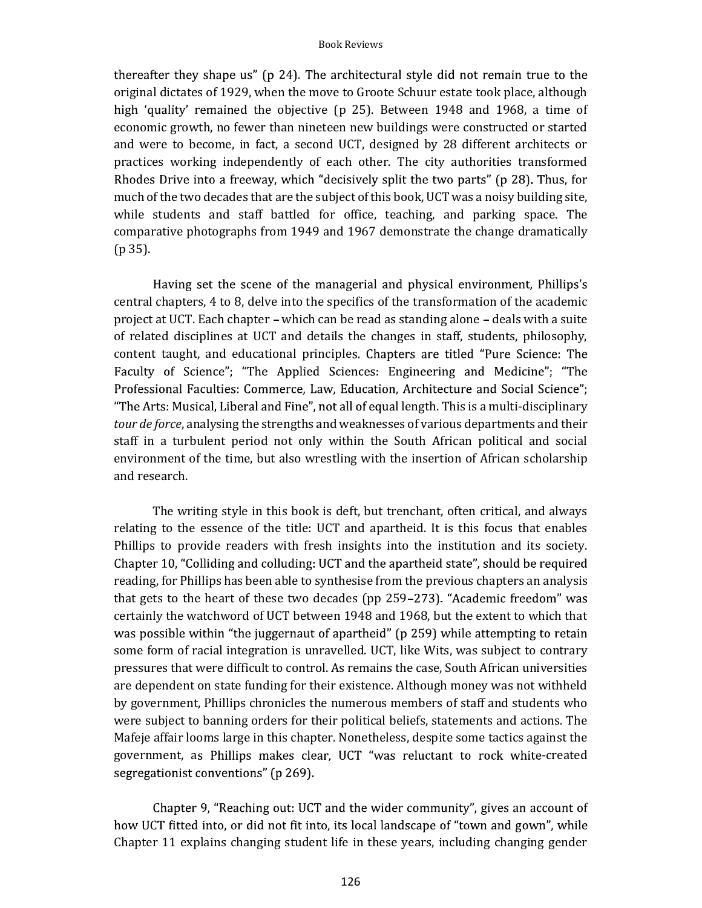thereafter they shape us" (p 24). The architectural style did not remain true to the original dictates of 1929, when the move to Groote Schuur estate took place, although high 'quality' remained the objective (p 25). Between 1948 and 1968, a time of economic growth, no fewer than nineteen new buildings were constructed or started and were to become, in fact, a second UCT, designed by 28 different architects or practices working independently of each other. The city authorities transformed Rhodes Drive into a freeway, which "decisively split the two parts" (p 28). Thus, for much of the two decades that are the subject of this book, UCT was a noisy building site, while students and staff battled for office, teaching, and parking space. The comparative photographs from 1949 and 1967 demonstrate the change dramatically (p 35).

Having set the scene of the managerial and physical environment, Phillips's central chapters, 4 to 8, delve into the specifics of the transformation of the academic project at UCT. Each chapter – which can be read as standing alone – deals with a suite of related disciplines at UCT and details the changes in staff, students, philosophy, content taught, and educational principles. Chapters are titled "Pure Science: The Faculty of Science"; "The Applied Sciences: Engineering and Medicine"; "The Professional Faculties: Commerce, Law, Education, Architecture and Social Science"; "The Arts: Musical, Liberal and Fine", not all of equal length. This is a multi-disciplinary *tour de force*, analysing the strengths and weaknesses of various departments and their staff in a turbulent period not only within the South African political and social environment of the time, but also wrestling with the insertion of African scholarship and research.

The writing style in this book is deft, but trenchant, often critical, and always relating to the essence of the title: UCT and apartheid. It is this focus that enables Phillips to provide readers with fresh insights into the institution and its society. Chapter 10, "Colliding and colluding: UCT and the apartheid state", should be required reading, for Phillips has been able to synthesise from the previous chapters an analysis that gets to the heart of these two decades (pp 259–273). "Academic freedom" was certainly the watchword of UCT between 1948 and 1968, but the extent to which that was possible within "the juggernaut of apartheid" (p 259) while attempting to retain some form of racial integration is unravelled. UCT, like Wits, was subject to contrary pressures that were difficult to control. As remains the case, South African universities are dependent on state funding for their existence. Although money was not withheld by government, Phillips chronicles the numerous members of staff and students who were subject to banning orders for their political beliefs, statements and actions. The Mafeje affair looms large in this chapter. Nonetheless, despite some tactics against the government, as Phillips makes clear, UCT "was reluctant to rock white-created segregationist conventions" (p 269).

Chapter 9, "Reaching out: UCT and the wider community", gives an account of how UCT fitted into, or did not fit into, its local landscape of "town and gown", while Chapter 11 explains changing student life in these years, including changing gender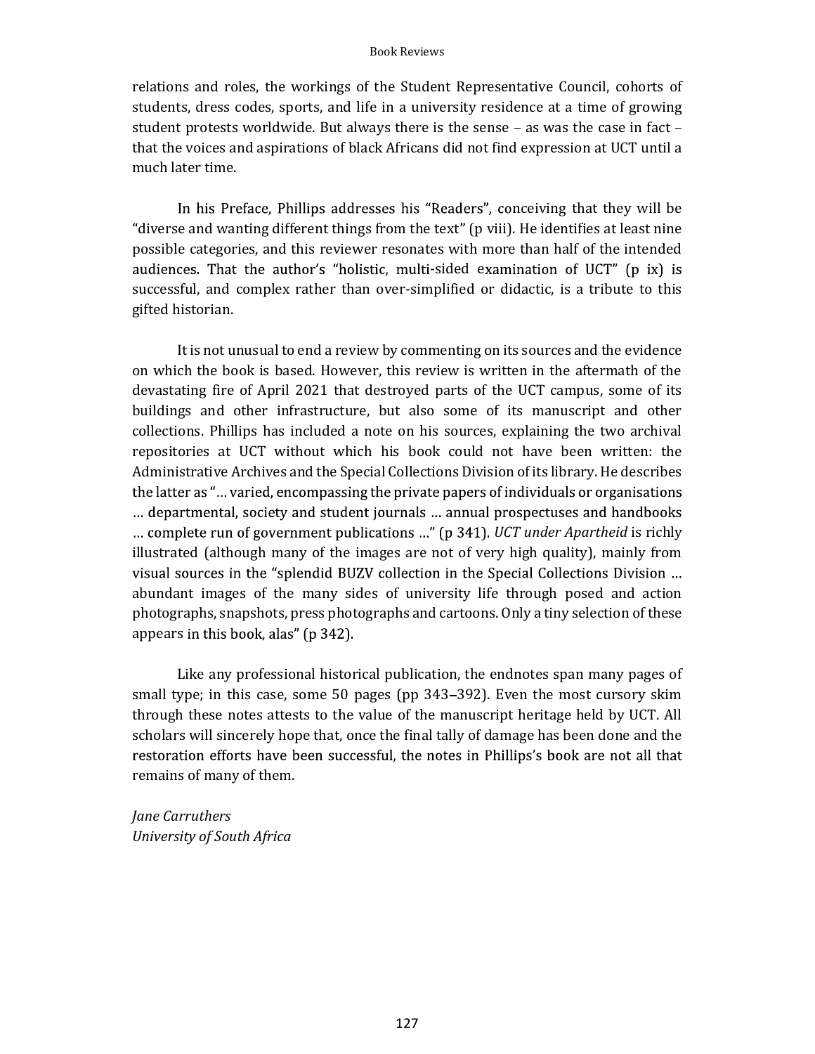relations and roles, the workings of the Student Representative Council, cohorts of students, dress codes, sports, and life in a university residence at a time of growing student protests worldwide. But always there is the sense – as was the case in fact – that the voices and aspirations of black Africans did not find expression at UCT until a much later time.

In his Preface, Phillips addresses his "Readers", conceiving that they will be "diverse and wanting different things from the text" (p viii). He identifies at least nine possible categories, and this reviewer resonates with more than half of the intended audiences. That the author's "holistic, multi-sided examination of UCT" (p ix) is successful, and complex rather than over-simplified or didactic, is a tribute to this gifted historian.

It is not unusual to end a review by commenting on its sources and the evidence on which the book is based. However, this review is written in the aftermath of the devastating fire of April 2021 that destroyed parts of the UCT campus, some of its buildings and other infrastructure, but also some of its manuscript and other collections. Phillips has included a note on his sources, explaining the two archival repositories at UCT without which his book could not have been written: the Administrative Archives and the Special Collections Division of its library. He describes the latter as "… varied, encompassing the private papers of individuals or organisations … departmental, society and student journals … annual prospectuses and handbooks … complete run of government publications …" (p 341). *UCT under Apartheid* is richly illustrated (although many of the images are not of very high quality), mainly from visual sources in the "splendid BUZV collection in the Special Collections Division … abundant images of the many sides of university life through posed and action photographs, snapshots, press photographs and cartoons. Only a tiny selection of these appears in this book, alas" (p 342).

Like any professional historical publication, the endnotes span many pages of small type; in this case, some 50 pages (pp 343–392). Even the most cursory skim through these notes attests to the value of the manuscript heritage held by UCT. All scholars will sincerely hope that, once the final tally of damage has been done and the restoration efforts have been successful, the notes in Phillips's book are not all that remains of many of them.

*Jane Carruthers*
*University of South Africa*